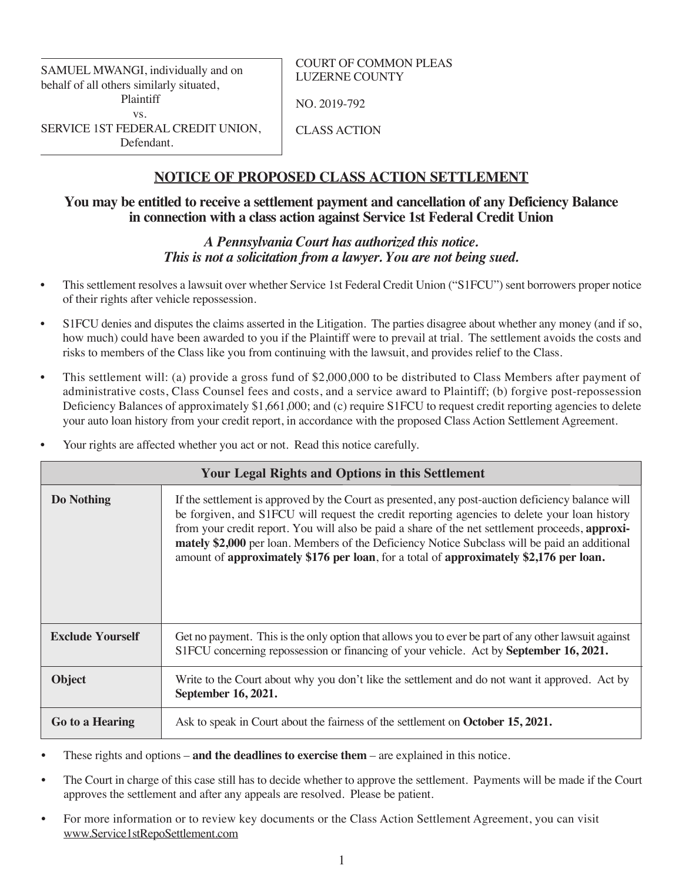| SAMUEL MWANGI, individually and on behalf of all others similarly situated, Plaintiff vs. SERVICE 1ST FEDERAL CREDIT UNION, Defendant. | COURT OF COMMON PLEAS LUZERNE COUNTY<br><br>NO. 2019-792<br><br>CLASS ACTION |
|---|---|

## NOTICE OF PROPOSED CLASS ACTION SETTLEMENT

### You may be entitled to receive a settlement payment and cancellation of any Deficiency Balance in connection with a class action against Service 1st Federal Credit Union

***A Pennsylvania Court has authorized this notice.***
***This is not a solicitation from a lawyer. You are not being sued.***

- This settlement resolves a lawsuit over whether Service 1st Federal Credit Union ("S1FCU") sent borrowers proper notice of their rights after vehicle repossession.
- S1FCU denies and disputes the claims asserted in the Litigation. The parties disagree about whether any money (and if so, how much) could have been awarded to you if the Plaintiff were to prevail at trial. The settlement avoids the costs and risks to members of the Class like you from continuing with the lawsuit, and provides relief to the Class.
- This settlement will: (a) provide a gross fund of $2,000,000 to be distributed to Class Members after payment of administrative costs, Class Counsel fees and costs, and a service award to Plaintiff; (b) forgive post-repossession Deficiency Balances of approximately $1,661,000; and (c) require S1FCU to request credit reporting agencies to delete your auto loan history from your credit report, in accordance with the proposed Class Action Settlement Agreement.
- Your rights are affected whether you act or not. Read this notice carefully.

| Your Legal Rights and Options in this Settlement | |
|---|---|
| **Do Nothing** | If the settlement is approved by the Court as presented, any post-auction deficiency balance will be forgiven, and S1FCU will request the credit reporting agencies to delete your loan history from your credit report. You will also be paid a share of the net settlement proceeds, **approximately $2,000** per loan. Members of the Deficiency Notice Subclass will be paid an additional amount of **approximately $176 per loan**, for a total of **approximately $2,176 per loan.** |
| **Exclude Yourself** | Get no payment. This is the only option that allows you to ever be part of any other lawsuit against S1FCU concerning repossession or financing of your vehicle. Act by **September 16, 2021.** |
| **Object** | Write to the Court about why you don't like the settlement and do not want it approved. Act by **September 16, 2021.** |
| **Go to a Hearing** | Ask to speak in Court about the fairness of the settlement on **October 15, 2021.** |

- These rights and options – **and the deadlines to exercise them** – are explained in this notice.
- The Court in charge of this case still has to decide whether to approve the settlement. Payments will be made if the Court approves the settlement and after any appeals are resolved. Please be patient.
- For more information or to review key documents or the Class Action Settlement Agreement, you can visit www.Service1stRepoSettlement.com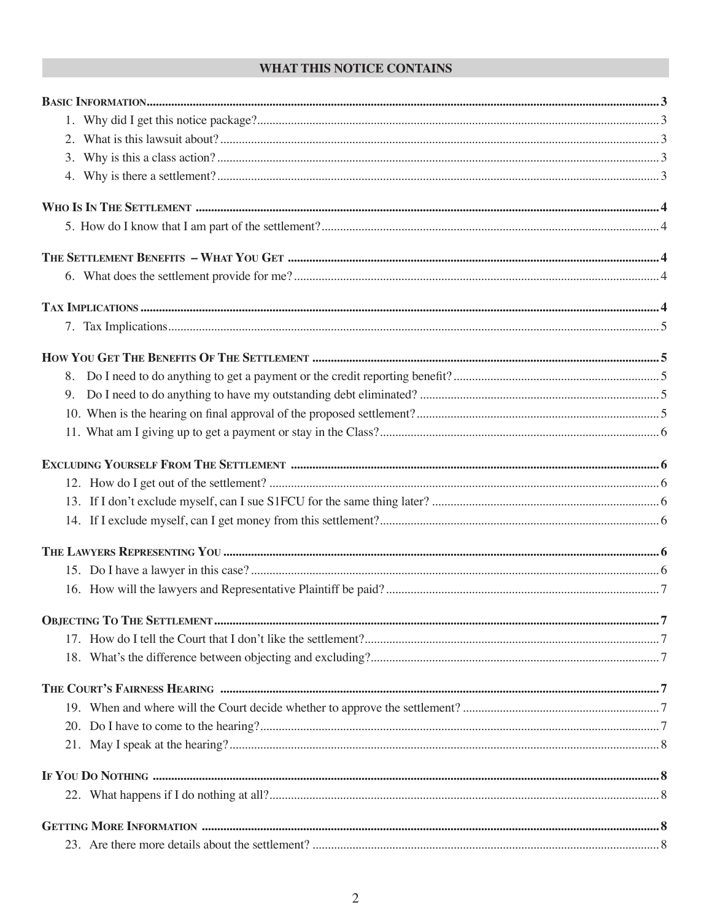## WHAT THIS NOTICE CONTAINS

**Basic Information** ....... 3

1. Why did I get this notice package? ....... 3
2. What is this lawsuit about? ....... 3
3. Why is this a class action? ....... 3
4. Why is there a settlement? ....... 3

**Who Is In The Settlement** ....... 4

5. How do I know that I am part of the settlement? ....... 4

**The Settlement Benefits – What You Get** ....... 4

6. What does the settlement provide for me? ....... 4

**Tax Implications** ....... 4

7. Tax Implications ....... 5

**How You Get The Benefits Of The Settlement** ....... 5

8. Do I need to do anything to get a payment or the credit reporting benefit? ....... 5
9. Do I need to do anything to have my outstanding debt eliminated? ....... 5
10. When is the hearing on final approval of the proposed settlement? ....... 5
11. What am I giving up to get a payment or stay in the Class? ....... 6

**Excluding Yourself From The Settlement** ....... 6

12. How do I get out of the settlement? ....... 6
13. If I don't exclude myself, can I sue S1FCU for the same thing later? ....... 6
14. If I exclude myself, can I get money from this settlement? ....... 6

**The Lawyers Representing You** ....... 6

15. Do I have a lawyer in this case? ....... 6
16. How will the lawyers and Representative Plaintiff be paid? ....... 7

**Objecting To The Settlement** ....... 7

17. How do I tell the Court that I don't like the settlement? ....... 7
18. What's the difference between objecting and excluding? ....... 7

**The Court's Fairness Hearing** ....... 7

19. When and where will the Court decide whether to approve the settlement? ....... 7
20. Do I have to come to the hearing? ....... 7
21. May I speak at the hearing? ....... 8

**If You Do Nothing** ....... 8

22. What happens if I do nothing at all? ....... 8

**Getting More Information** ....... 8

23. Are there more details about the settlement? ....... 8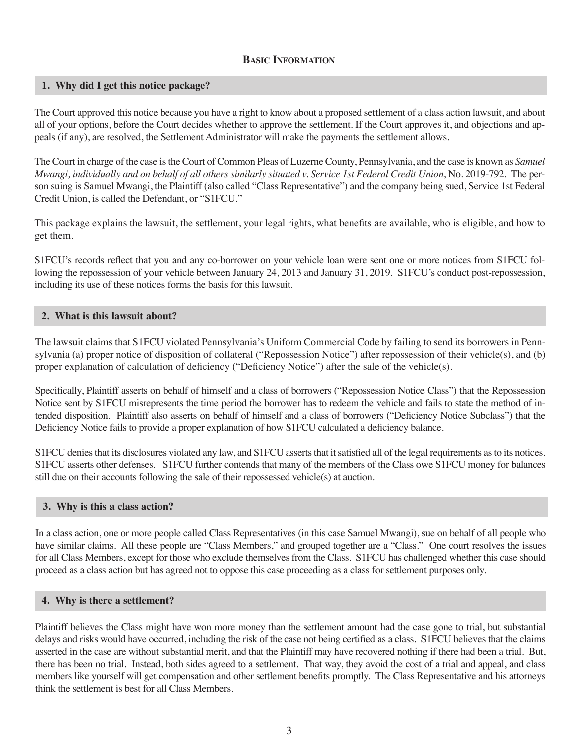## Basic Information

### 1. Why did I get this notice package?

The Court approved this notice because you have a right to know about a proposed settlement of a class action lawsuit, and about all of your options, before the Court decides whether to approve the settlement. If the Court approves it, and objections and appeals (if any), are resolved, the Settlement Administrator will make the payments the settlement allows.

The Court in charge of the case is the Court of Common Pleas of Luzerne County, Pennsylvania, and the case is known as *Samuel Mwangi, individually and on behalf of all others similarly situated v. Service 1st Federal Credit Union*, No. 2019-792. The person suing is Samuel Mwangi, the Plaintiff (also called "Class Representative") and the company being sued, Service 1st Federal Credit Union, is called the Defendant, or "S1FCU."

This package explains the lawsuit, the settlement, your legal rights, what benefits are available, who is eligible, and how to get them.

S1FCU's records reflect that you and any co-borrower on your vehicle loan were sent one or more notices from S1FCU following the repossession of your vehicle between January 24, 2013 and January 31, 2019. S1FCU's conduct post-repossession, including its use of these notices forms the basis for this lawsuit.

### 2. What is this lawsuit about?

The lawsuit claims that S1FCU violated Pennsylvania's Uniform Commercial Code by failing to send its borrowers in Pennsylvania (a) proper notice of disposition of collateral ("Repossession Notice") after repossession of their vehicle(s), and (b) proper explanation of calculation of deficiency ("Deficiency Notice") after the sale of the vehicle(s).

Specifically, Plaintiff asserts on behalf of himself and a class of borrowers ("Repossession Notice Class") that the Repossession Notice sent by S1FCU misrepresents the time period the borrower has to redeem the vehicle and fails to state the method of intended disposition. Plaintiff also asserts on behalf of himself and a class of borrowers ("Deficiency Notice Subclass") that the Deficiency Notice fails to provide a proper explanation of how S1FCU calculated a deficiency balance.

S1FCU denies that its disclosures violated any law, and S1FCU asserts that it satisfied all of the legal requirements as to its notices. S1FCU asserts other defenses. S1FCU further contends that many of the members of the Class owe S1FCU money for balances still due on their accounts following the sale of their repossessed vehicle(s) at auction.

### 3. Why is this a class action?

In a class action, one or more people called Class Representatives (in this case Samuel Mwangi), sue on behalf of all people who have similar claims. All these people are "Class Members," and grouped together are a "Class." One court resolves the issues for all Class Members, except for those who exclude themselves from the Class. S1FCU has challenged whether this case should proceed as a class action but has agreed not to oppose this case proceeding as a class for settlement purposes only.

### 4. Why is there a settlement?

Plaintiff believes the Class might have won more money than the settlement amount had the case gone to trial, but substantial delays and risks would have occurred, including the risk of the case not being certified as a class. S1FCU believes that the claims asserted in the case are without substantial merit, and that the Plaintiff may have recovered nothing if there had been a trial. But, there has been no trial. Instead, both sides agreed to a settlement. That way, they avoid the cost of a trial and appeal, and class members like yourself will get compensation and other settlement benefits promptly. The Class Representative and his attorneys think the settlement is best for all Class Members.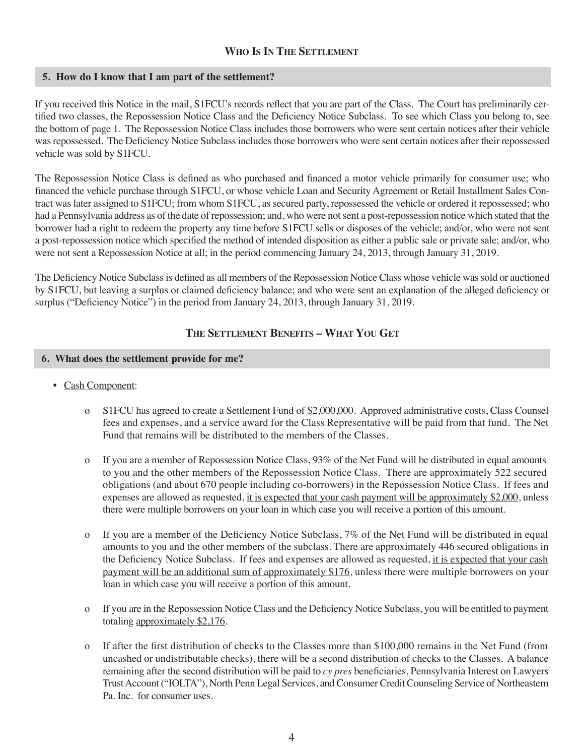## Who Is In The Settlement

### 5. How do I know that I am part of the settlement?

If you received this Notice in the mail, S1FCU's records reflect that you are part of the Class. The Court has preliminarily certified two classes, the Repossession Notice Class and the Deficiency Notice Subclass. To see which Class you belong to, see the bottom of page 1. The Repossession Notice Class includes those borrowers who were sent certain notices after their vehicle was repossessed. The Deficiency Notice Subclass includes those borrowers who were sent certain notices after their repossessed vehicle was sold by S1FCU.

The Repossession Notice Class is defined as who purchased and financed a motor vehicle primarily for consumer use; who financed the vehicle purchase through S1FCU, or whose vehicle Loan and Security Agreement or Retail Installment Sales Contract was later assigned to S1FCU; from whom S1FCU, as secured party, repossessed the vehicle or ordered it repossessed; who had a Pennsylvania address as of the date of repossession; and, who were not sent a post-repossession notice which stated that the borrower had a right to redeem the property any time before S1FCU sells or disposes of the vehicle; and/or, who were not sent a post-repossession notice which specified the method of intended disposition as either a public sale or private sale; and/or, who were not sent a Repossession Notice at all; in the period commencing January 24, 2013, through January 31, 2019.

The Deficiency Notice Subclass is defined as all members of the Repossession Notice Class whose vehicle was sold or auctioned by S1FCU, but leaving a surplus or claimed deficiency balance; and who were sent an explanation of the alleged deficiency or surplus ("Deficiency Notice") in the period from January 24, 2013, through January 31, 2019.

## The Settlement Benefits – What You Get

### 6. What does the settlement provide for me?

- Cash Component:
  - S1FCU has agreed to create a Settlement Fund of $2,000,000. Approved administrative costs, Class Counsel fees and expenses, and a service award for the Class Representative will be paid from that fund. The Net Fund that remains will be distributed to the members of the Classes.
  - If you are a member of Repossession Notice Class, 93% of the Net Fund will be distributed in equal amounts to you and the other members of the Repossession Notice Class. There are approximately 522 secured obligations (and about 670 people including co-borrowers) in the Repossession Notice Class. If fees and expenses are allowed as requested, it is expected that your cash payment will be approximately $2,000, unless there were multiple borrowers on your loan in which case you will receive a portion of this amount.
  - If you are a member of the Deficiency Notice Subclass, 7% of the Net Fund will be distributed in equal amounts to you and the other members of the subclass. There are approximately 446 secured obligations in the Deficiency Notice Subclass. If fees and expenses are allowed as requested, it is expected that your cash payment will be an additional sum of approximately $176, unless there were multiple borrowers on your loan in which case you will receive a portion of this amount.
  - If you are in the Repossession Notice Class and the Deficiency Notice Subclass, you will be entitled to payment totaling approximately $2,176.
  - If after the first distribution of checks to the Classes more than $100,000 remains in the Net Fund (from uncashed or undistributable checks), there will be a second distribution of checks to the Classes. A balance remaining after the second distribution will be paid to *cy pres* beneficiaries, Pennsylvania Interest on Lawyers Trust Account ("IOLTA"), North Penn Legal Services, and Consumer Credit Counseling Service of Northeastern Pa. Inc. for consumer uses.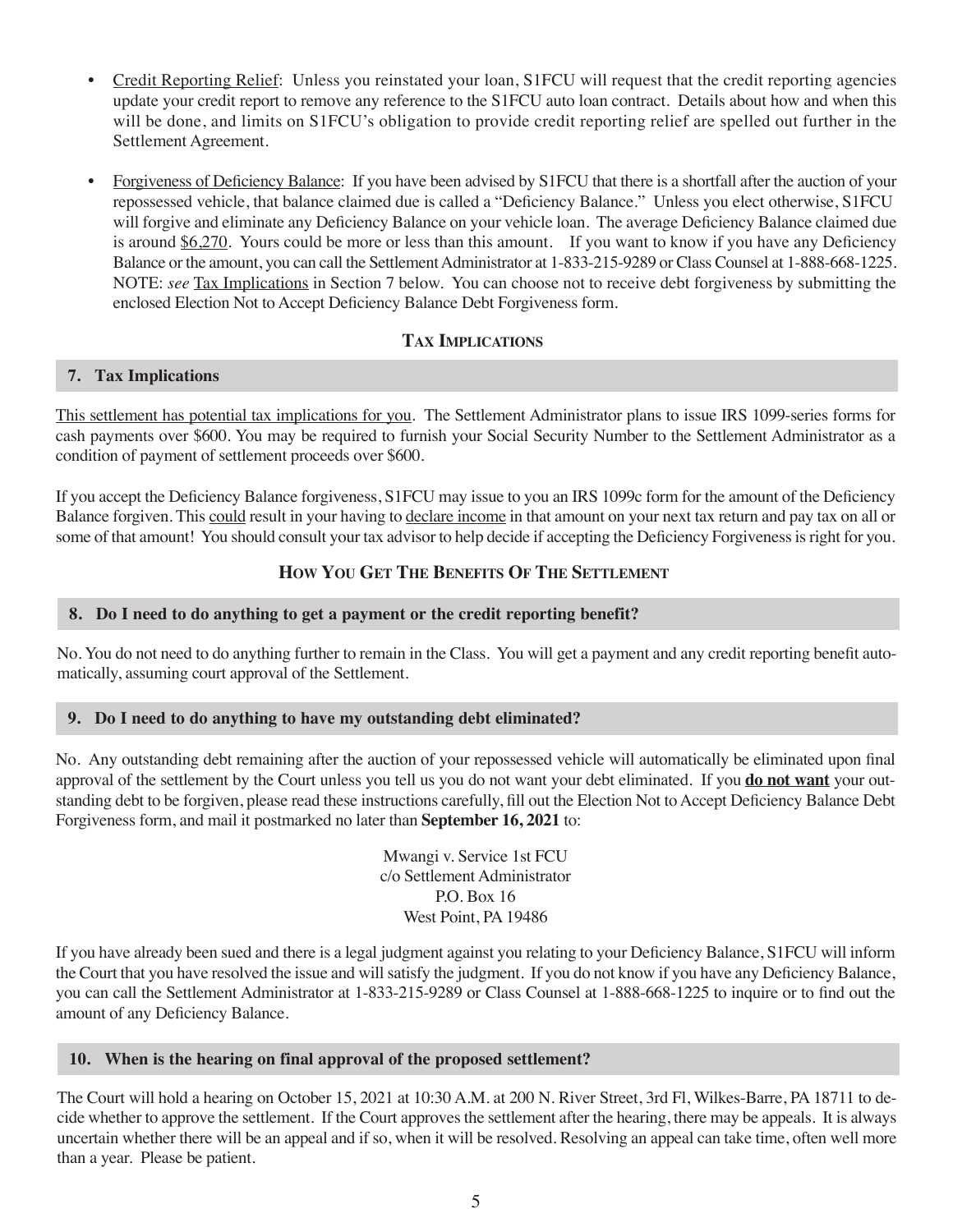- Credit Reporting Relief: Unless you reinstated your loan, S1FCU will request that the credit reporting agencies update your credit report to remove any reference to the S1FCU auto loan contract. Details about how and when this will be done, and limits on S1FCU's obligation to provide credit reporting relief are spelled out further in the Settlement Agreement.

- Forgiveness of Deficiency Balance: If you have been advised by S1FCU that there is a shortfall after the auction of your repossessed vehicle, that balance claimed due is called a "Deficiency Balance." Unless you elect otherwise, S1FCU will forgive and eliminate any Deficiency Balance on your vehicle loan. The average Deficiency Balance claimed due is around $6,270. Yours could be more or less than this amount. If you want to know if you have any Deficiency Balance or the amount, you can call the Settlement Administrator at 1-833-215-9289 or Class Counsel at 1-888-668-1225. NOTE: *see* Tax Implications in Section 7 below. You can choose not to receive debt forgiveness by submitting the enclosed Election Not to Accept Deficiency Balance Debt Forgiveness form.

## Tax Implications

### 7. Tax Implications

This settlement has potential tax implications for you. The Settlement Administrator plans to issue IRS 1099-series forms for cash payments over $600. You may be required to furnish your Social Security Number to the Settlement Administrator as a condition of payment of settlement proceeds over $600.

If you accept the Deficiency Balance forgiveness, S1FCU may issue to you an IRS 1099c form for the amount of the Deficiency Balance forgiven. This could result in your having to declare income in that amount on your next tax return and pay tax on all or some of that amount! You should consult your tax advisor to help decide if accepting the Deficiency Forgiveness is right for you.

## How You Get The Benefits Of The Settlement

### 8. Do I need to do anything to get a payment or the credit reporting benefit?

No. You do not need to do anything further to remain in the Class. You will get a payment and any credit reporting benefit automatically, assuming court approval of the Settlement.

### 9. Do I need to do anything to have my outstanding debt eliminated?

No. Any outstanding debt remaining after the auction of your repossessed vehicle will automatically be eliminated upon final approval of the settlement by the Court unless you tell us you do not want your debt eliminated. If you **do not want** your outstanding debt to be forgiven, please read these instructions carefully, fill out the Election Not to Accept Deficiency Balance Debt Forgiveness form, and mail it postmarked no later than **September 16, 2021** to:

Mwangi v. Service 1st FCU
c/o Settlement Administrator
P.O. Box 16
West Point, PA 19486

If you have already been sued and there is a legal judgment against you relating to your Deficiency Balance, S1FCU will inform the Court that you have resolved the issue and will satisfy the judgment. If you do not know if you have any Deficiency Balance, you can call the Settlement Administrator at 1-833-215-9289 or Class Counsel at 1-888-668-1225 to inquire or to find out the amount of any Deficiency Balance.

### 10. When is the hearing on final approval of the proposed settlement?

The Court will hold a hearing on October 15, 2021 at 10:30 A.M. at 200 N. River Street, 3rd Fl, Wilkes-Barre, PA 18711 to decide whether to approve the settlement. If the Court approves the settlement after the hearing, there may be appeals. It is always uncertain whether there will be an appeal and if so, when it will be resolved. Resolving an appeal can take time, often well more than a year. Please be patient.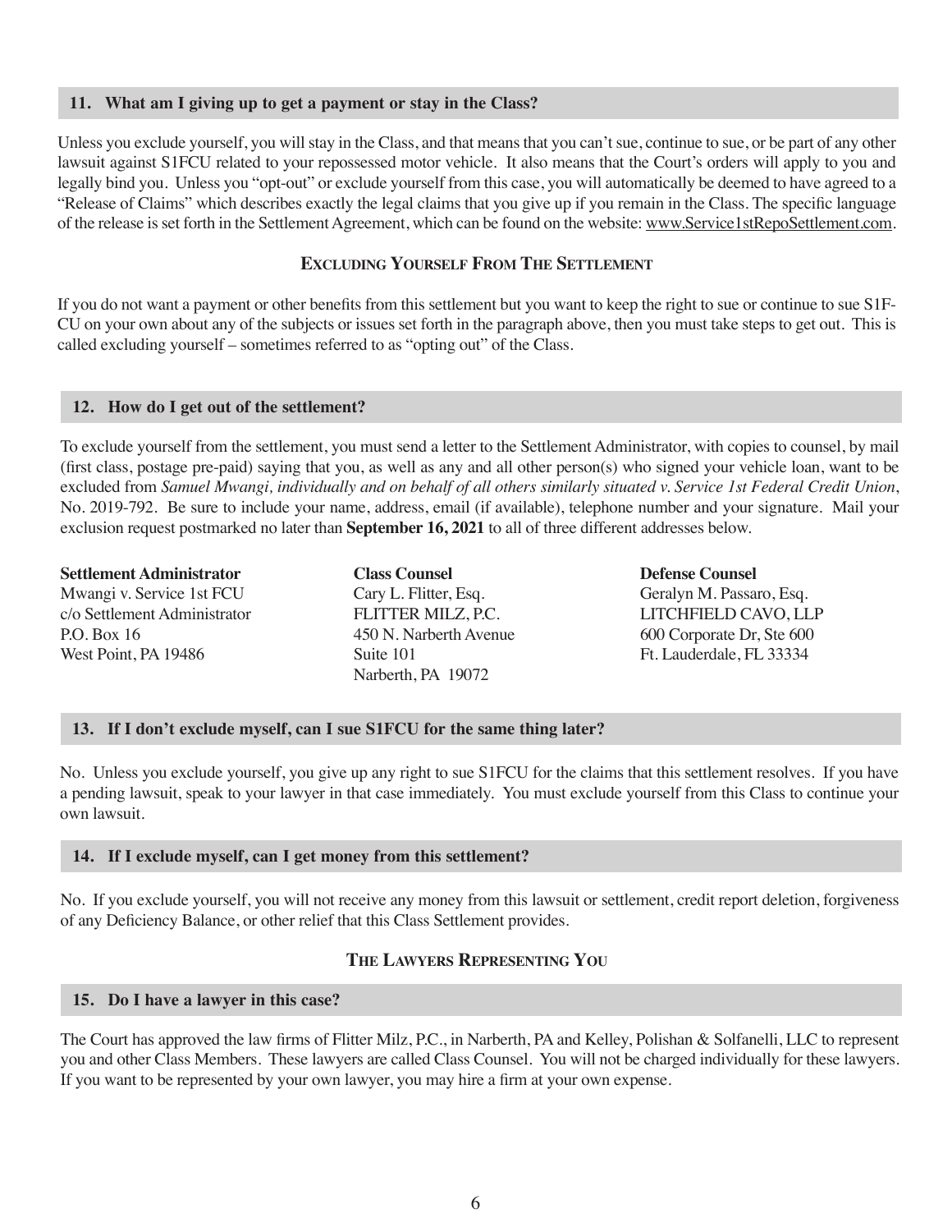### 11. What am I giving up to get a payment or stay in the Class?

Unless you exclude yourself, you will stay in the Class, and that means that you can't sue, continue to sue, or be part of any other lawsuit against S1FCU related to your repossessed motor vehicle. It also means that the Court's orders will apply to you and legally bind you. Unless you "opt-out" or exclude yourself from this case, you will automatically be deemed to have agreed to a "Release of Claims" which describes exactly the legal claims that you give up if you remain in the Class. The specific language of the release is set forth in the Settlement Agreement, which can be found on the website: www.Service1stRepoSettlement.com.

## Excluding Yourself From The Settlement

If you do not want a payment or other benefits from this settlement but you want to keep the right to sue or continue to sue S1FCU on your own about any of the subjects or issues set forth in the paragraph above, then you must take steps to get out. This is called excluding yourself – sometimes referred to as "opting out" of the Class.

### 12. How do I get out of the settlement?

To exclude yourself from the settlement, you must send a letter to the Settlement Administrator, with copies to counsel, by mail (first class, postage pre-paid) saying that you, as well as any and all other person(s) who signed your vehicle loan, want to be excluded from *Samuel Mwangi, individually and on behalf of all others similarly situated v. Service 1st Federal Credit Union*, No. 2019-792. Be sure to include your name, address, email (if available), telephone number and your signature. Mail your exclusion request postmarked no later than **September 16, 2021** to all of three different addresses below.

**Settlement Administrator**
Mwangi v. Service 1st FCU
c/o Settlement Administrator
P.O. Box 16
West Point, PA 19486

**Class Counsel**
Cary L. Flitter, Esq.
FLITTER MILZ, P.C.
450 N. Narberth Avenue
Suite 101
Narberth, PA 19072

**Defense Counsel**
Geralyn M. Passaro, Esq.
LITCHFIELD CAVO, LLP
600 Corporate Dr, Ste 600
Ft. Lauderdale, FL 33334

### 13. If I don't exclude myself, can I sue S1FCU for the same thing later?

No. Unless you exclude yourself, you give up any right to sue S1FCU for the claims that this settlement resolves. If you have a pending lawsuit, speak to your lawyer in that case immediately. You must exclude yourself from this Class to continue your own lawsuit.

### 14. If I exclude myself, can I get money from this settlement?

No. If you exclude yourself, you will not receive any money from this lawsuit or settlement, credit report deletion, forgiveness of any Deficiency Balance, or other relief that this Class Settlement provides.

## The Lawyers Representing You

### 15. Do I have a lawyer in this case?

The Court has approved the law firms of Flitter Milz, P.C., in Narberth, PA and Kelley, Polishan & Solfanelli, LLC to represent you and other Class Members. These lawyers are called Class Counsel. You will not be charged individually for these lawyers. If you want to be represented by your own lawyer, you may hire a firm at your own expense.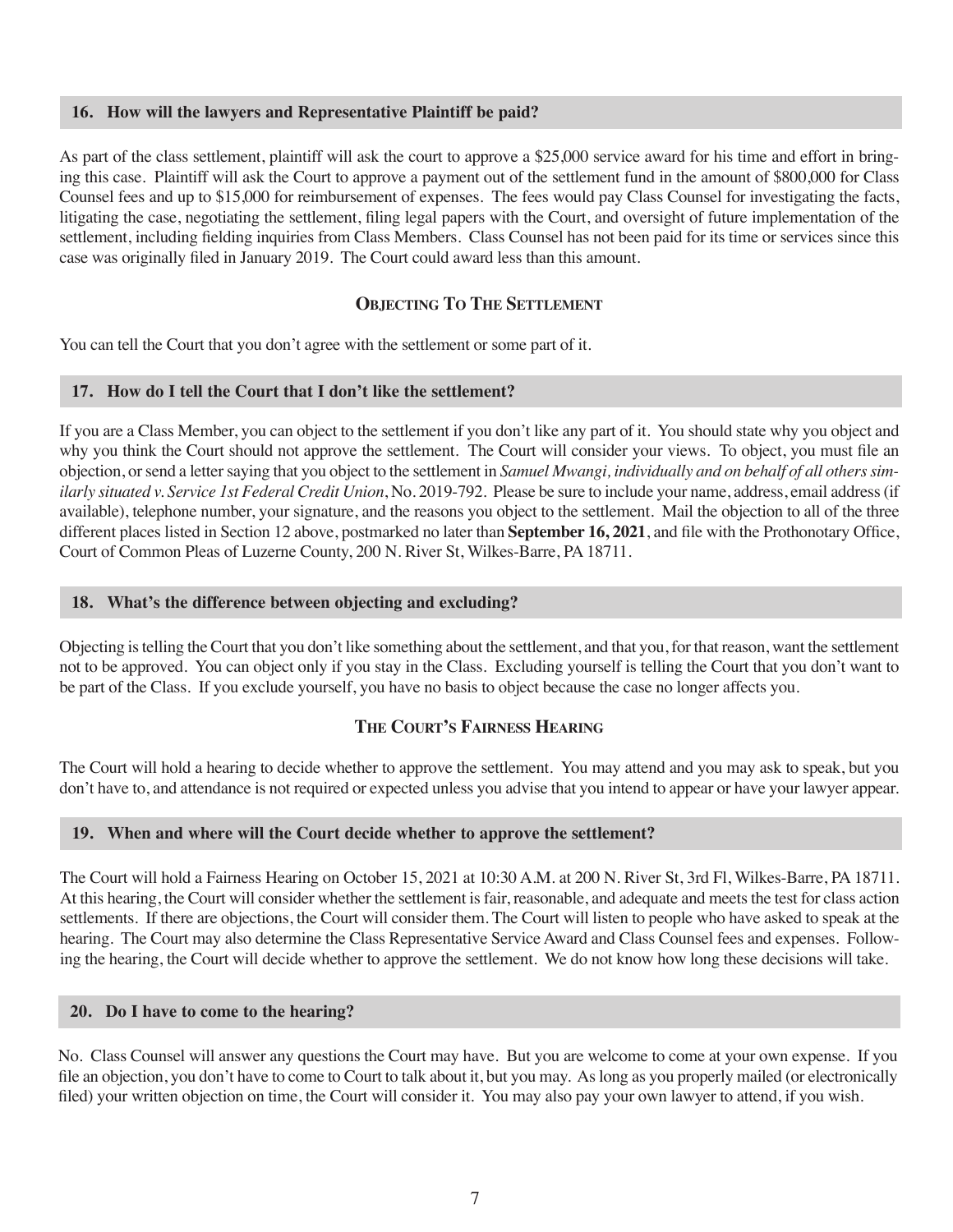### 16. How will the lawyers and Representative Plaintiff be paid?

As part of the class settlement, plaintiff will ask the court to approve a $25,000 service award for his time and effort in bringing this case. Plaintiff will ask the Court to approve a payment out of the settlement fund in the amount of $800,000 for Class Counsel fees and up to $15,000 for reimbursement of expenses. The fees would pay Class Counsel for investigating the facts, litigating the case, negotiating the settlement, filing legal papers with the Court, and oversight of future implementation of the settlement, including fielding inquiries from Class Members. Class Counsel has not been paid for its time or services since this case was originally filed in January 2019. The Court could award less than this amount.

## Objecting To The Settlement

You can tell the Court that you don't agree with the settlement or some part of it.

### 17. How do I tell the Court that I don't like the settlement?

If you are a Class Member, you can object to the settlement if you don't like any part of it. You should state why you object and why you think the Court should not approve the settlement. The Court will consider your views. To object, you must file an objection, or send a letter saying that you object to the settlement in *Samuel Mwangi, individually and on behalf of all others similarly situated v. Service 1st Federal Credit Union*, No. 2019-792. Please be sure to include your name, address, email address (if available), telephone number, your signature, and the reasons you object to the settlement. Mail the objection to all of the three different places listed in Section 12 above, postmarked no later than **September 16, 2021**, and file with the Prothonotary Office, Court of Common Pleas of Luzerne County, 200 N. River St, Wilkes-Barre, PA 18711.

### 18. What's the difference between objecting and excluding?

Objecting is telling the Court that you don't like something about the settlement, and that you, for that reason, want the settlement not to be approved. You can object only if you stay in the Class. Excluding yourself is telling the Court that you don't want to be part of the Class. If you exclude yourself, you have no basis to object because the case no longer affects you.

## The Court's Fairness Hearing

The Court will hold a hearing to decide whether to approve the settlement. You may attend and you may ask to speak, but you don't have to, and attendance is not required or expected unless you advise that you intend to appear or have your lawyer appear.

### 19. When and where will the Court decide whether to approve the settlement?

The Court will hold a Fairness Hearing on October 15, 2021 at 10:30 A.M. at 200 N. River St, 3rd Fl, Wilkes-Barre, PA 18711. At this hearing, the Court will consider whether the settlement is fair, reasonable, and adequate and meets the test for class action settlements. If there are objections, the Court will consider them. The Court will listen to people who have asked to speak at the hearing. The Court may also determine the Class Representative Service Award and Class Counsel fees and expenses. Following the hearing, the Court will decide whether to approve the settlement. We do not know how long these decisions will take.

### 20. Do I have to come to the hearing?

No. Class Counsel will answer any questions the Court may have. But you are welcome to come at your own expense. If you file an objection, you don't have to come to Court to talk about it, but you may. As long as you properly mailed (or electronically filed) your written objection on time, the Court will consider it. You may also pay your own lawyer to attend, if you wish.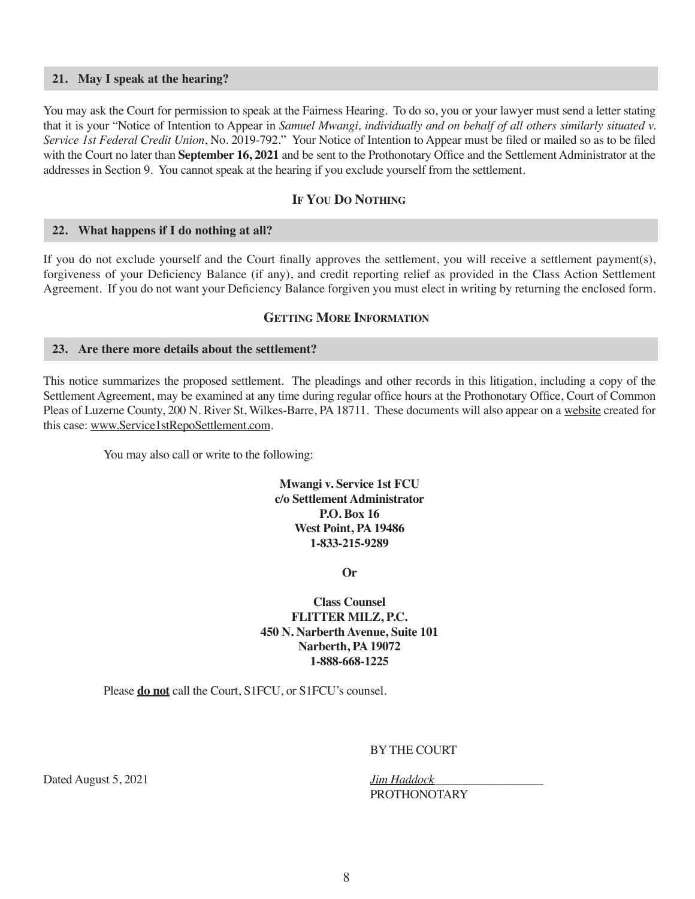### 21. May I speak at the hearing?

You may ask the Court for permission to speak at the Fairness Hearing. To do so, you or your lawyer must send a letter stating that it is your "Notice of Intention to Appear in *Samuel Mwangi, individually and on behalf of all others similarly situated v. Service 1st Federal Credit Union*, No. 2019-792." Your Notice of Intention to Appear must be filed or mailed so as to be filed with the Court no later than **September 16, 2021** and be sent to the Prothonotary Office and the Settlement Administrator at the addresses in Section 9. You cannot speak at the hearing if you exclude yourself from the settlement.

## If You Do Nothing

### 22. What happens if I do nothing at all?

If you do not exclude yourself and the Court finally approves the settlement, you will receive a settlement payment(s), forgiveness of your Deficiency Balance (if any), and credit reporting relief as provided in the Class Action Settlement Agreement. If you do not want your Deficiency Balance forgiven you must elect in writing by returning the enclosed form.

## Getting More Information

### 23. Are there more details about the settlement?

This notice summarizes the proposed settlement. The pleadings and other records in this litigation, including a copy of the Settlement Agreement, may be examined at any time during regular office hours at the Prothonotary Office, Court of Common Pleas of Luzerne County, 200 N. River St, Wilkes-Barre, PA 18711. These documents will also appear on a website created for this case: www.Service1stRepoSettlement.com.

You may also call or write to the following:

**Mwangi v. Service 1st FCU**
**c/o Settlement Administrator**
**P.O. Box 16**
**West Point, PA 19486**
**1-833-215-9289**

**Or**

**Class Counsel**
**FLITTER MILZ, P.C.**
**450 N. Narberth Avenue, Suite 101**
**Narberth, PA 19072**
**1-888-668-1225**

Please **do not** call the Court, S1FCU, or S1FCU's counsel.

BY THE COURT

Dated August 5, 2021

*Jim Haddock*
PROTHONOTARY